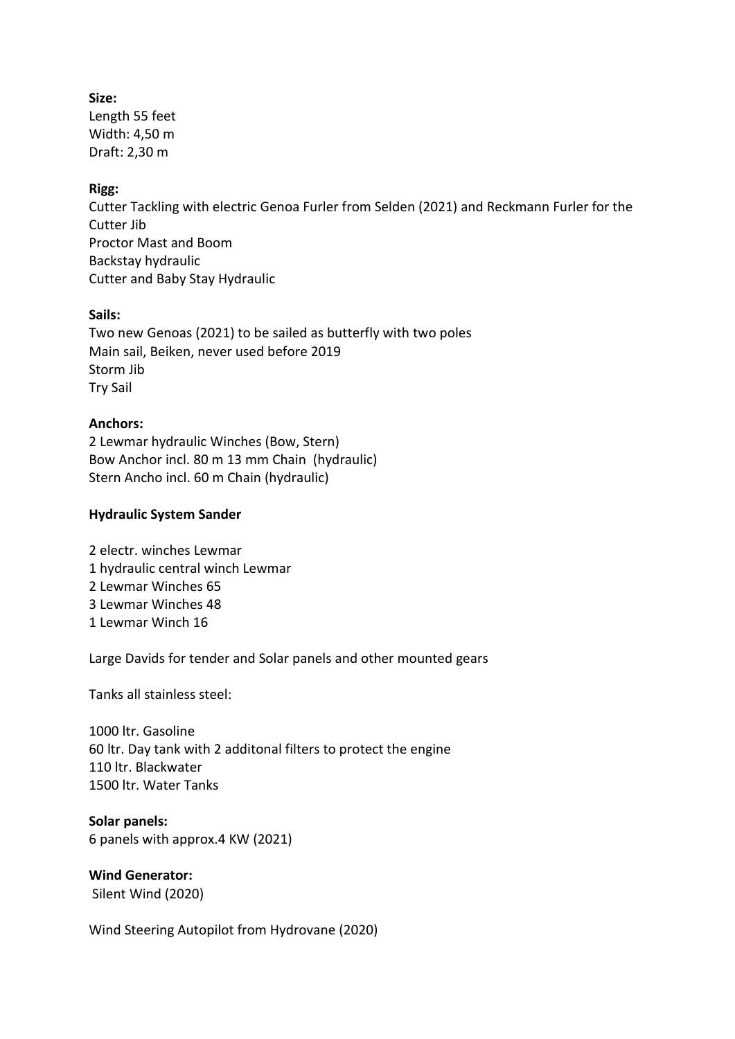**Size:**
Length 55 feet
Width: 4,50 m
Draft: 2,30 m

**Rigg:**
Cutter Tackling with electric Genoa Furler from Selden (2021) and Reckmann Furler for the Cutter Jib
Proctor Mast and Boom
Backstay hydraulic
Cutter and Baby Stay Hydraulic

**Sails:**
Two new Genoas (2021) to be sailed as butterfly with two poles
Main sail, Beiken, never used before 2019
Storm Jib
Try Sail

**Anchors:**
2 Lewmar hydraulic Winches (Bow, Stern)
Bow Anchor incl. 80 m 13 mm Chain (hydraulic)
Stern Ancho incl. 60 m Chain (hydraulic)

**Hydraulic System Sander**

2 electr. winches Lewmar
1 hydraulic central winch Lewmar
2 Lewmar Winches 65
3 Lewmar Winches 48
1 Lewmar Winch 16

Large Davids for tender and Solar panels and other mounted gears

Tanks all stainless steel:

1000 ltr. Gasoline
60 ltr. Day tank with 2 additonal filters to protect the engine
110 ltr. Blackwater
1500 ltr. Water Tanks

**Solar panels:**
6 panels with approx.4 KW (2021)

**Wind Generator:**
Silent Wind (2020)

Wind Steering Autopilot from Hydrovane (2020)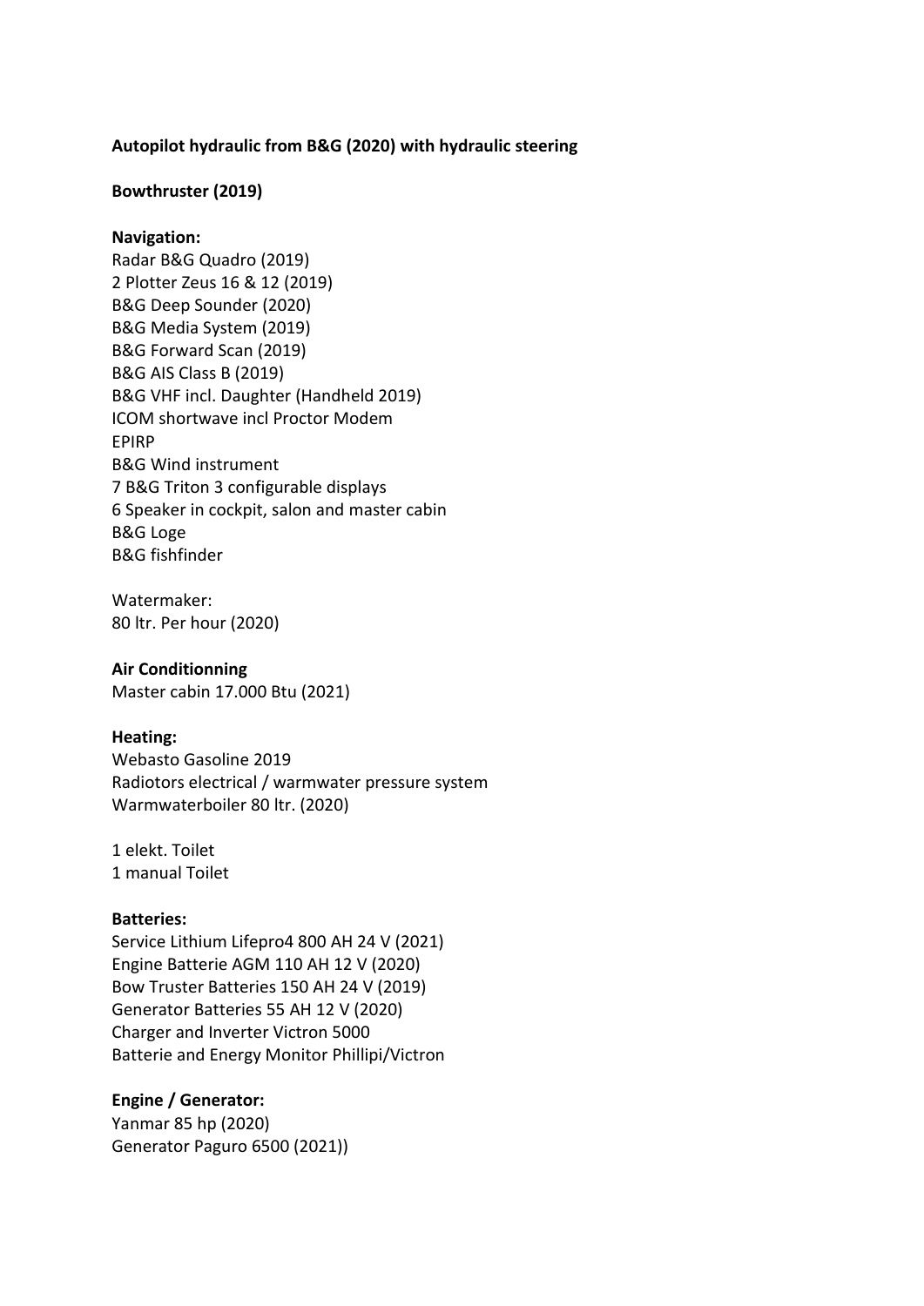**Autopilot hydraulic from B&G (2020) with hydraulic steering**

**Bowthruster (2019)**

**Navigation:**
Radar B&G Quadro (2019)
2 Plotter Zeus 16 & 12 (2019)
B&G Deep Sounder (2020)
B&G Media System (2019)
B&G Forward Scan (2019)
B&G AIS Class B (2019)
B&G VHF incl. Daughter (Handheld 2019)
ICOM shortwave incl Proctor Modem
EPIRP
B&G Wind instrument
7 B&G Triton 3 configurable displays
6 Speaker in cockpit, salon and master cabin
B&G Loge
B&G fishfinder

Watermaker:
80 ltr. Per hour (2020)

**Air Conditionning**
Master cabin 17.000 Btu (2021)

**Heating:**
Webasto Gasoline 2019
Radiotors electrical / warmwater pressure system
Warmwaterboiler 80 ltr. (2020)

1 elekt. Toilet
1 manual Toilet

**Batteries:**
Service Lithium Lifepro4 800 AH 24 V (2021)
Engine Batterie AGM 110 AH 12 V (2020)
Bow Truster Batteries 150 AH 24 V (2019)
Generator Batteries 55 AH 12 V (2020)
Charger and Inverter Victron 5000
Batterie and Energy Monitor Phillipi/Victron

**Engine / Generator:**
Yanmar 85 hp (2020)
Generator Paguro 6500 (2021))